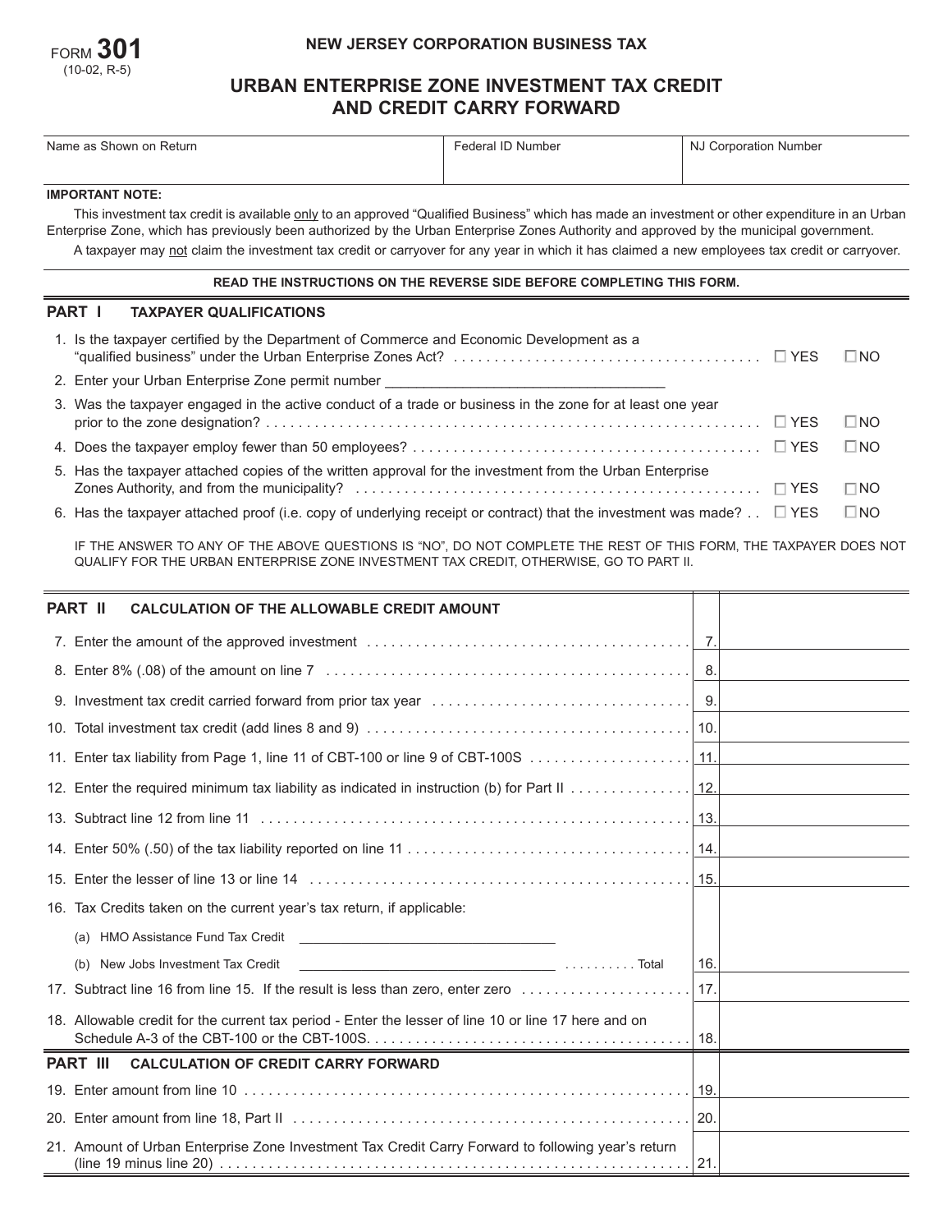FORM **301**
(10-02, R-5)

**NEW JERSEY CORPORATION BUSINESS TAX**

# URBAN ENTERPRISE ZONE INVESTMENT TAX CREDIT AND CREDIT CARRY FORWARD

| Name as Shown on Return | Federal ID Number | NJ Corporation Number |
|---|---|---|
| | | |

**IMPORTANT NOTE:**

This investment tax credit is available only to an approved "Qualified Business" which has made an investment or other expenditure in an Urban Enterprise Zone, which has previously been authorized by the Urban Enterprise Zones Authority and approved by the municipal government.

A taxpayer may not claim the investment tax credit or carryover for any year in which it has claimed a new employees tax credit or carryover.

**READ THE INSTRUCTIONS ON THE REVERSE SIDE BEFORE COMPLETING THIS FORM.**

## PART I TAXPAYER QUALIFICATIONS

1. Is the taxpayer certified by the Department of Commerce and Economic Development as a "qualified business" under the Urban Enterprise Zones Act? ☐ YES ☐ NO
2. Enter your Urban Enterprise Zone permit number ____________________
3. Was the taxpayer engaged in the active conduct of a trade or business in the zone for at least one year prior to the zone designation? ☐ YES ☐ NO
4. Does the taxpayer employ fewer than 50 employees? ☐ YES ☐ NO
5. Has the taxpayer attached copies of the written approval for the investment from the Urban Enterprise Zones Authority, and from the municipality? ☐ YES ☐ NO
6. Has the taxpayer attached proof (i.e. copy of underlying receipt or contract) that the investment was made? ☐ YES ☐ NO

IF THE ANSWER TO ANY OF THE ABOVE QUESTIONS IS "NO", DO NOT COMPLETE THE REST OF THIS FORM, THE TAXPAYER DOES NOT QUALIFY FOR THE URBAN ENTERPRISE ZONE INVESTMENT TAX CREDIT, OTHERWISE, GO TO PART II.

## PART II CALCULATION OF THE ALLOWABLE CREDIT AMOUNT

| | Line | Amount |
|---|---|---|
| 7. Enter the amount of the approved investment | 7. | |
| 8. Enter 8% (.08) of the amount on line 7 | 8. | |
| 9. Investment tax credit carried forward from prior tax year | 9. | |
| 10. Total investment tax credit (add lines 8 and 9) | 10. | |
| 11. Enter tax liability from Page 1, line 11 of CBT-100 or line 9 of CBT-100S | 11. | |
| 12. Enter the required minimum tax liability as indicated in instruction (b) for Part II | 12. | |
| 13. Subtract line 12 from line 11 | 13. | |
| 14. Enter 50% (.50) of the tax liability reported on line 11 | 14. | |
| 15. Enter the lesser of line 13 or line 14 | 15. | |
| 16. Tax Credits taken on the current year's tax return, if applicable: | | |
| (a) HMO Assistance Fund Tax Credit ____________ | | |
| (b) New Jobs Investment Tax Credit ____________ Total | 16. | |
| 17. Subtract line 16 from line 15. If the result is less than zero, enter zero | 17. | |
| 18. Allowable credit for the current tax period - Enter the lesser of line 10 or line 17 here and on Schedule A-3 of the CBT-100 or the CBT-100S. | 18. | |

## PART III CALCULATION OF CREDIT CARRY FORWARD

| | Line | Amount |
|---|---|---|
| 19. Enter amount from line 10 | 19. | |
| 20. Enter amount from line 18, Part II | 20. | |
| 21. Amount of Urban Enterprise Zone Investment Tax Credit Carry Forward to following year's return (line 19 minus line 20) | 21. | |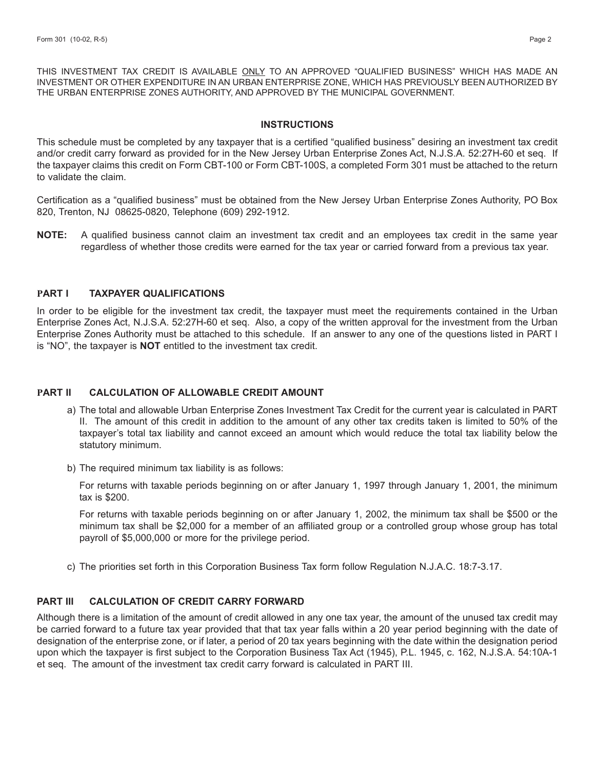THIS INVESTMENT TAX CREDIT IS AVAILABLE ONLY TO AN APPROVED "QUALIFIED BUSINESS" WHICH HAS MADE AN INVESTMENT OR OTHER EXPENDITURE IN AN URBAN ENTERPRISE ZONE, WHICH HAS PREVIOUSLY BEEN AUTHORIZED BY THE URBAN ENTERPRISE ZONES AUTHORITY, AND APPROVED BY THE MUNICIPAL GOVERNMENT.

## INSTRUCTIONS

This schedule must be completed by any taxpayer that is a certified "qualified business" desiring an investment tax credit and/or credit carry forward as provided for in the New Jersey Urban Enterprise Zones Act, N.J.S.A. 52:27H-60 et seq. If the taxpayer claims this credit on Form CBT-100 or Form CBT-100S, a completed Form 301 must be attached to the return to validate the claim.

Certification as a "qualified business" must be obtained from the New Jersey Urban Enterprise Zones Authority, PO Box 820, Trenton, NJ 08625-0820, Telephone (609) 292-1912.

**NOTE:** A qualified business cannot claim an investment tax credit and an employees tax credit in the same year regardless of whether those credits were earned for the tax year or carried forward from a previous tax year.

### PART I TAXPAYER QUALIFICATIONS

In order to be eligible for the investment tax credit, the taxpayer must meet the requirements contained in the Urban Enterprise Zones Act, N.J.S.A. 52:27H-60 et seq. Also, a copy of the written approval for the investment from the Urban Enterprise Zones Authority must be attached to this schedule. If an answer to any one of the questions listed in PART I is "NO", the taxpayer is **NOT** entitled to the investment tax credit.

### PART II CALCULATION OF ALLOWABLE CREDIT AMOUNT

a) The total and allowable Urban Enterprise Zones Investment Tax Credit for the current year is calculated in PART II. The amount of this credit in addition to the amount of any other tax credits taken is limited to 50% of the taxpayer's total tax liability and cannot exceed an amount which would reduce the total tax liability below the statutory minimum.

b) The required minimum tax liability is as follows:

For returns with taxable periods beginning on or after January 1, 1997 through January 1, 2001, the minimum tax is $200.

For returns with taxable periods beginning on or after January 1, 2002, the minimum tax shall be $500 or the minimum tax shall be $2,000 for a member of an affiliated group or a controlled group whose group has total payroll of $5,000,000 or more for the privilege period.

c) The priorities set forth in this Corporation Business Tax form follow Regulation N.J.A.C. 18:7-3.17.

### PART III CALCULATION OF CREDIT CARRY FORWARD

Although there is a limitation of the amount of credit allowed in any one tax year, the amount of the unused tax credit may be carried forward to a future tax year provided that that tax year falls within a 20 year period beginning with the date of designation of the enterprise zone, or if later, a period of 20 tax years beginning with the date within the designation period upon which the taxpayer is first subject to the Corporation Business Tax Act (1945), P.L. 1945, c. 162, N.J.S.A. 54:10A-1 et seq. The amount of the investment tax credit carry forward is calculated in PART III.